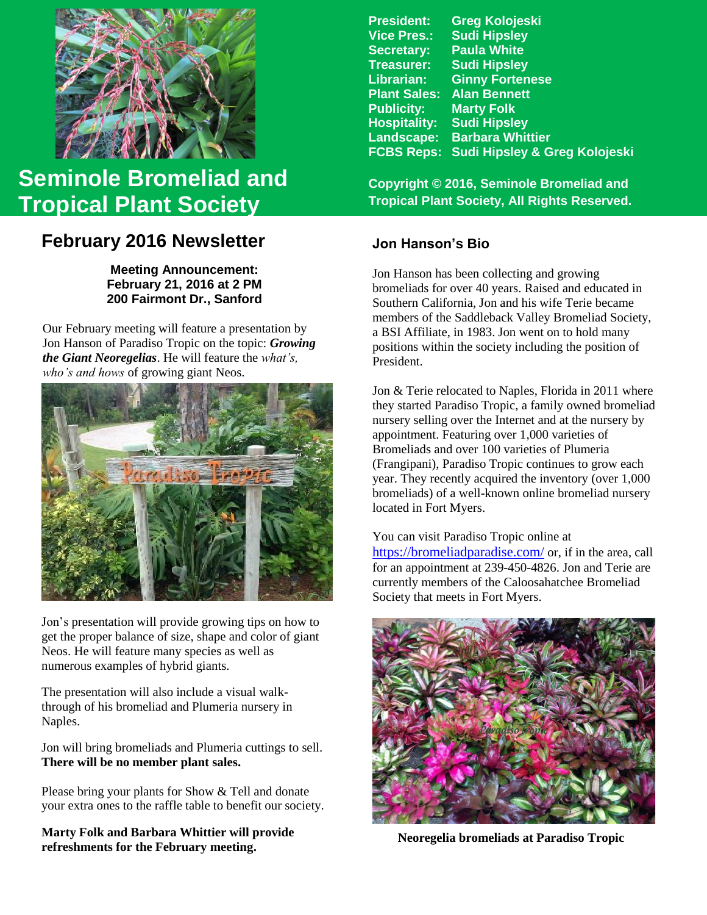# Seminole Bromeliad and Tropical Plant Society

**President:** Greg Kolojeski
**Vice Pres.:** Sudi Hipsley
**Secretary:** Paula White
**Treasurer:** Sudi Hipsley
**Librarian:** Ginny Fortenese
**Plant Sales:** Alan Bennett
**Publicity:** Marty Folk
**Hospitality:** Sudi Hipsley
**Landscape:** Barbara Whittier
**FCBS Reps:** Sudi Hipsley & Greg Kolojeski

**Copyright © 2016, Seminole Bromeliad and Tropical Plant Society, All Rights Reserved.**

## February 2016 Newsletter

**Meeting Announcement:**
**February 21, 2016 at 2 PM**
**200 Fairmont Dr., Sanford**

Our February meeting will feature a presentation by Jon Hanson of Paradiso Tropic on the topic: ***Growing the Giant Neoregelias***. He will feature the *what's, who's and hows* of growing giant Neos.

Jon's presentation will provide growing tips on how to get the proper balance of size, shape and color of giant Neos. He will feature many species as well as numerous examples of hybrid giants.

The presentation will also include a visual walk-through of his bromeliad and Plumeria nursery in Naples.

Jon will bring bromeliads and Plumeria cuttings to sell. **There will be no member plant sales.**

Please bring your plants for Show & Tell and donate your extra ones to the raffle table to benefit our society.

**Marty Folk and Barbara Whittier will provide refreshments for the February meeting.**

### Jon Hanson's Bio

Jon Hanson has been collecting and growing bromeliads for over 40 years. Raised and educated in Southern California, Jon and his wife Terie became members of the Saddleback Valley Bromeliad Society, a BSI Affiliate, in 1983. Jon went on to hold many positions within the society including the position of President.

Jon & Terie relocated to Naples, Florida in 2011 where they started Paradiso Tropic, a family owned bromeliad nursery selling over the Internet and at the nursery by appointment. Featuring over 1,000 varieties of Bromeliads and over 100 varieties of Plumeria (Frangipani), Paradiso Tropic continues to grow each year. They recently acquired the inventory (over 1,000 bromeliads) of a well-known online bromeliad nursery located in Fort Myers.

You can visit Paradiso Tropic online at https://bromeliadparadise.com/ or, if in the area, call for an appointment at 239-450-4826. Jon and Terie are currently members of the Caloosahatchee Bromeliad Society that meets in Fort Myers.

**Neoregelia bromeliads at Paradiso Tropic**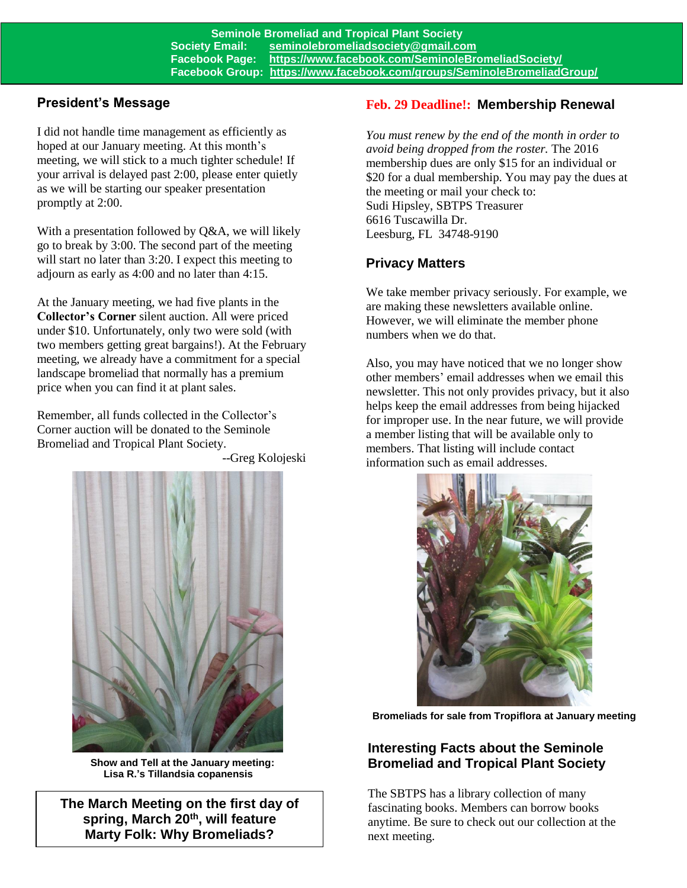**Seminole Bromeliad and Tropical Plant Society**
**Society Email:** seminolebromeliadsociety@gmail.com
**Facebook Page:** https://www.facebook.com/SeminoleBromeliadSociety/
**Facebook Group:** https://www.facebook.com/groups/SeminoleBromeliadGroup/

## President's Message

I did not handle time management as efficiently as hoped at our January meeting. At this month's meeting, we will stick to a much tighter schedule! If your arrival is delayed past 2:00, please enter quietly as we will be starting our speaker presentation promptly at 2:00.

With a presentation followed by Q&A, we will likely go to break by 3:00. The second part of the meeting will start no later than 3:20. I expect this meeting to adjourn as early as 4:00 and no later than 4:15.

At the January meeting, we had five plants in the **Collector's Corner** silent auction. All were priced under $10. Unfortunately, only two were sold (with two members getting great bargains!). At the February meeting, we already have a commitment for a special landscape bromeliad that normally has a premium price when you can find it at plant sales.

Remember, all funds collected in the Collector's Corner auction will be donated to the Seminole Bromeliad and Tropical Plant Society.

--Greg Kolojeski

**Show and Tell at the January meeting: Lisa R.'s Tillandsia copanensis**

**The March Meeting on the first day of spring, March 20th, will feature Marty Folk: Why Bromeliads?**

## Feb. 29 Deadline!: Membership Renewal

*You must renew by the end of the month in order to avoid being dropped from the roster.* The 2016 membership dues are only $15 for an individual or $20 for a dual membership. You may pay the dues at the meeting or mail your check to:
Sudi Hipsley, SBTPS Treasurer
6616 Tuscawilla Dr.
Leesburg, FL 34748-9190

## Privacy Matters

We take member privacy seriously. For example, we are making these newsletters available online. However, we will eliminate the member phone numbers when we do that.

Also, you may have noticed that we no longer show other members' email addresses when we email this newsletter. This not only provides privacy, but it also helps keep the email addresses from being hijacked for improper use. In the near future, we will provide a member listing that will be available only to members. That listing will include contact information such as email addresses.

**Bromeliads for sale from Tropiflora at January meeting**

## Interesting Facts about the Seminole Bromeliad and Tropical Plant Society

The SBTPS has a library collection of many fascinating books. Members can borrow books anytime. Be sure to check out our collection at the next meeting.